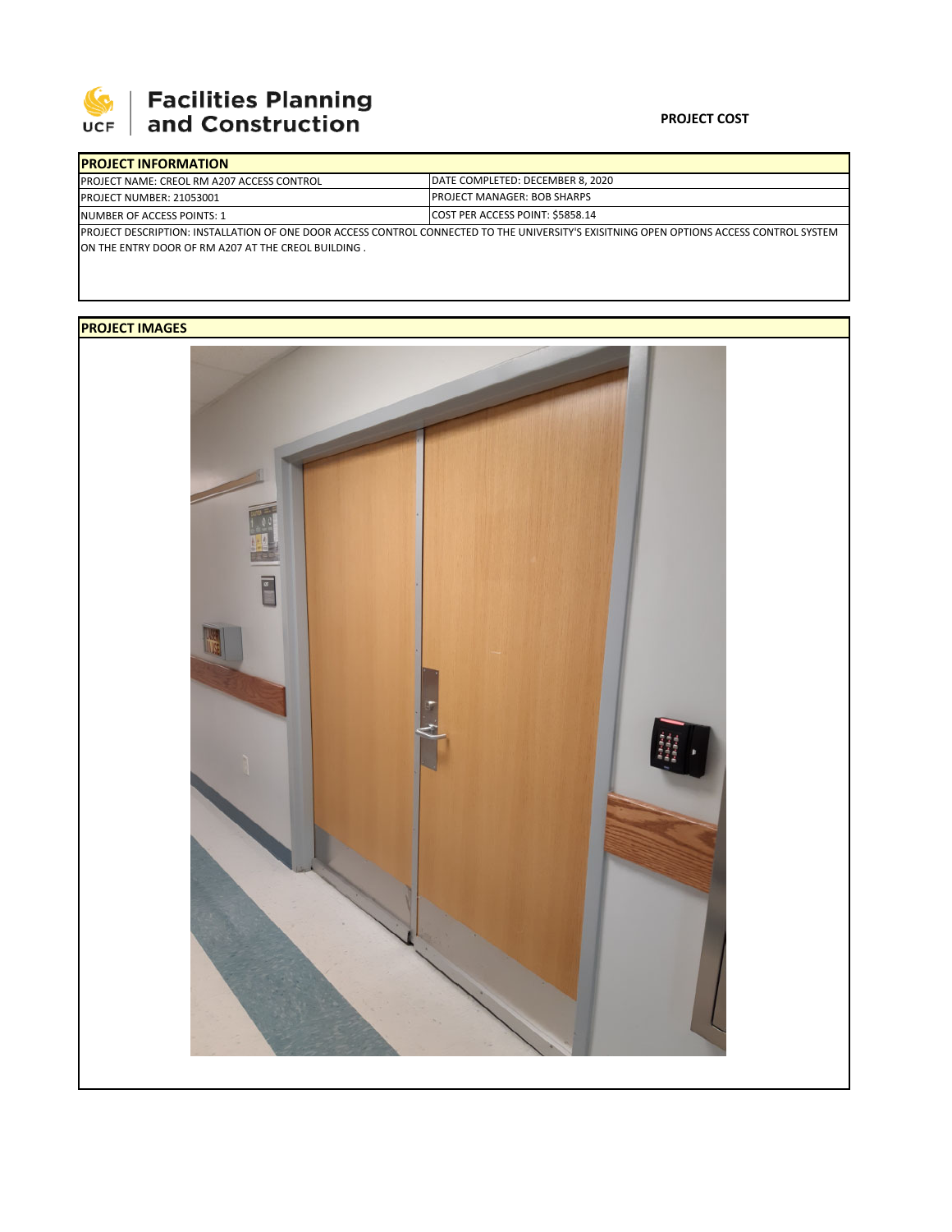Facilities Planning and Construction

**PROJECT COST**

| PROJECT INFORMATION | |
|---|---|
| PROJECT NAME: CREOL RM A207 ACCESS CONTROL | DATE COMPLETED: DECEMBER 8, 2020 |
| PROJECT NUMBER: 21053001 | PROJECT MANAGER: BOB SHARPS |
| NUMBER OF ACCESS POINTS: 1 | COST PER ACCESS POINT: $5858.14 |

PROJECT DESCRIPTION: INSTALLATION OF ONE DOOR ACCESS CONTROL CONNECTED TO THE UNIVERSITY'S EXISITNING OPEN OPTIONS ACCESS CONTROL SYSTEM ON THE ENTRY DOOR OF RM A207 AT THE CREOL BUILDING .

**PROJECT IMAGES**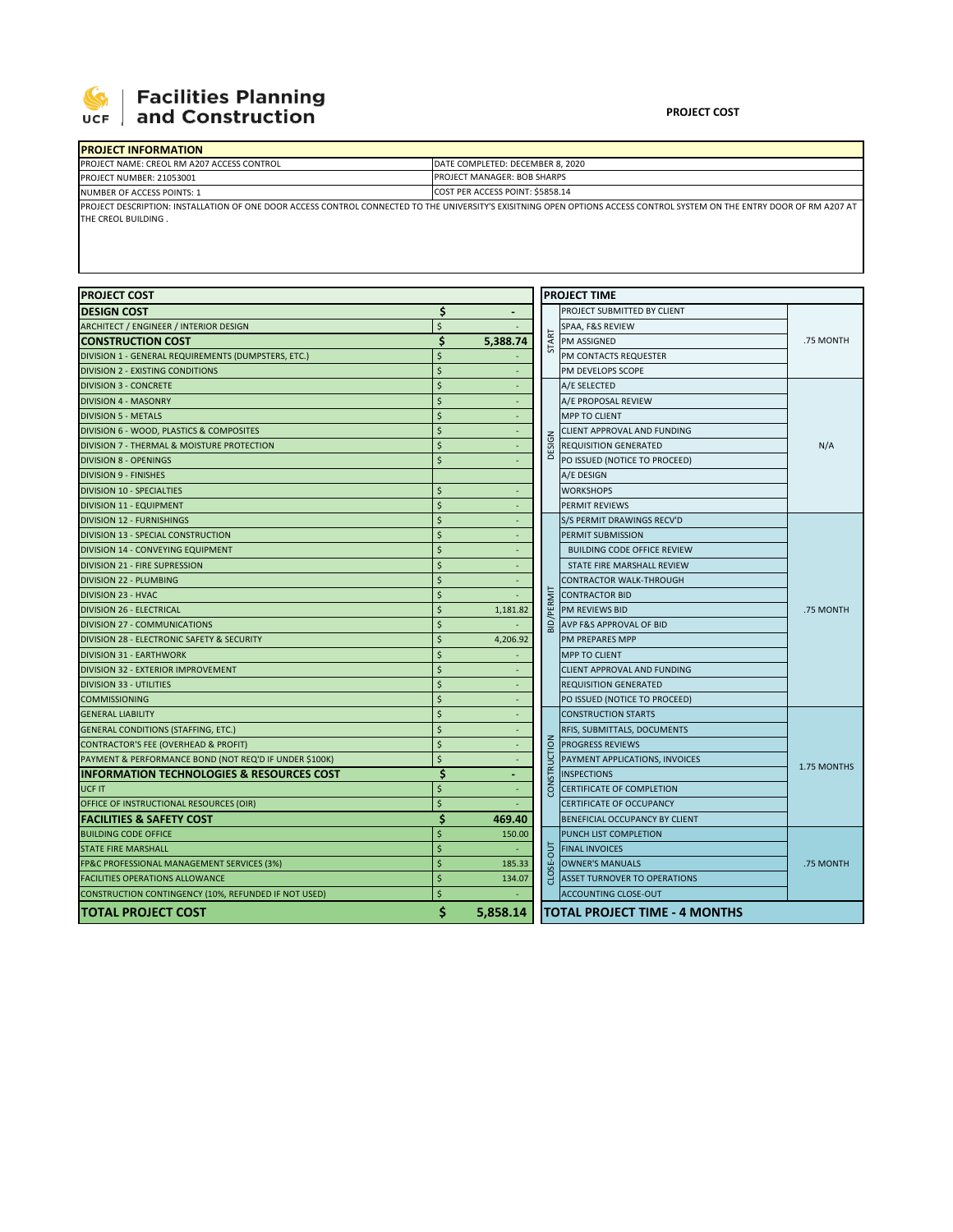**Facilities Planning and Construction**

UCF

**PROJECT COST**

| PROJECT INFORMATION | |
|---|---|
| PROJECT NAME: CREOL RM A207 ACCESS CONTROL | DATE COMPLETED: DECEMBER 8, 2020 |
| PROJECT NUMBER: 21053001 | PROJECT MANAGER: BOB SHARPS |
| NUMBER OF ACCESS POINTS: 1 | COST PER ACCESS POINT: $5858.14 |

PROJECT DESCRIPTION: INSTALLATION OF ONE DOOR ACCESS CONTROL CONNECTED TO THE UNIVERSITY'S EXISITNING OPEN OPTIONS ACCESS CONTROL SYSTEM ON THE ENTRY DOOR OF RM A207 AT THE CREOL BUILDING .

| PROJECT COST | | |
|---|---|---|
| **DESIGN COST** | $ | - |
| ARCHITECT / ENGINEER / INTERIOR DESIGN | $ | - |
| **CONSTRUCTION COST** | $ | 5,388.74 |
| DIVISION 1 - GENERAL REQUIREMENTS (DUMPSTERS, ETC.) | $ | - |
| DIVISION 2 - EXISTING CONDITIONS | $ | - |
| DIVISION 3 - CONCRETE | $ | - |
| DIVISION 4 - MASONRY | $ | - |
| DIVISION 5 - METALS | $ | - |
| DIVISION 6 - WOOD, PLASTICS & COMPOSITES | $ | - |
| DIVISION 7 - THERMAL & MOISTURE PROTECTION | $ | - |
| DIVISION 8 - OPENINGS | $ | - |
| DIVISION 9 - FINISHES | | |
| DIVISION 10 - SPECIALTIES | $ | - |
| DIVISION 11 - EQUIPMENT | $ | - |
| DIVISION 12 - FURNISHINGS | $ | - |
| DIVISION 13 - SPECIAL CONSTRUCTION | $ | - |
| DIVISION 14 - CONVEYING EQUIPMENT | $ | - |
| DIVISION 21 - FIRE SUPRESSION | $ | - |
| DIVISION 22 - PLUMBING | $ | - |
| DIVISION 23 - HVAC | $ | - |
| DIVISION 26 - ELECTRICAL | $ | 1,181.82 |
| DIVISION 27 - COMMUNICATIONS | $ | - |
| DIVISION 28 - ELECTRONIC SAFETY & SECURITY | $ | 4,206.92 |
| DIVISION 31 - EARTHWORK | $ | - |
| DIVISION 32 - EXTERIOR IMPROVEMENT | $ | - |
| DIVISION 33 - UTILITIES | $ | - |
| COMMISSIONING | $ | - |
| GENERAL LIABILITY | $ | - |
| GENERAL CONDITIONS (STAFFING, ETC.) | $ | - |
| CONTRACTOR'S FEE (OVERHEAD & PROFIT) | $ | - |
| PAYMENT & PERFORMANCE BOND (NOT REQ'D IF UNDER $100K) | $ | - |
| **INFORMATION TECHNOLOGIES & RESOURCES COST** | $ | - |
| UCF IT | $ | - |
| OFFICE OF INSTRUCTIONAL RESOURCES (OIR) | $ | - |
| **FACILITIES & SAFETY COST** | $ | 469.40 |
| BUILDING CODE OFFICE | $ | 150.00 |
| STATE FIRE MARSHALL | $ | - |
| FP&C PROFESSIONAL MANAGEMENT SERVICES (3%) | $ | 185.33 |
| FACILITIES OPERATIONS ALLOWANCE | $ | 134.07 |
| CONSTRUCTION CONTINGENCY (10%, REFUNDED IF NOT USED) | $ | - |
| **TOTAL PROJECT COST** | $ | 5,858.14 |

| PROJECT TIME | | |
|---|---|---|
| START | PROJECT SUBMITTED BY CLIENT | .75 MONTH |
| | SPAA, F&S REVIEW | |
| | PM ASSIGNED | |
| | PM CONTACTS REQUESTER | |
| | PM DEVELOPS SCOPE | |
| DESIGN | A/E SELECTED | N/A |
| | A/E PROPOSAL REVIEW | |
| | MPP TO CLIENT | |
| | CLIENT APPROVAL AND FUNDING | |
| | REQUISITION GENERATED | |
| | PO ISSUED (NOTICE TO PROCEED) | |
| | A/E DESIGN | |
| | WORKSHOPS | |
| | PERMIT REVIEWS | |
| BID/PERMIT | S/S PERMIT DRAWINGS RECV'D | .75 MONTH |
| | PERMIT SUBMISSION | |
| | BUILDING CODE OFFICE REVIEW | |
| | STATE FIRE MARSHALL REVIEW | |
| | CONTRACTOR WALK-THROUGH | |
| | CONTRACTOR BID | |
| | PM REVIEWS BID | |
| | AVP F&S APPROVAL OF BID | |
| | PM PREPARES MPP | |
| | MPP TO CLIENT | |
| | CLIENT APPROVAL AND FUNDING | |
| | REQUISITION GENERATED | |
| | PO ISSUED (NOTICE TO PROCEED) | |
| CONSTRUCTION | CONSTRUCTION STARTS | 1.75 MONTHS |
| | RFIS, SUBMITTALS, DOCUMENTS | |
| | PROGRESS REVIEWS | |
| | PAYMENT APPLICATIONS, INVOICES | |
| | INSPECTIONS | |
| | CERTIFICATE OF COMPLETION | |
| | CERTIFICATE OF OCCUPANCY | |
| | BENEFICIAL OCCUPANCY BY CLIENT | |
| CLOSE-OUT | PUNCH LIST COMPLETION | .75 MONTH |
| | FINAL INVOICES | |
| | OWNER'S MANUALS | |
| | ASSET TURNOVER TO OPERATIONS | |
| | ACCOUNTING CLOSE-OUT | |
| **TOTAL PROJECT TIME - 4 MONTHS** | | |